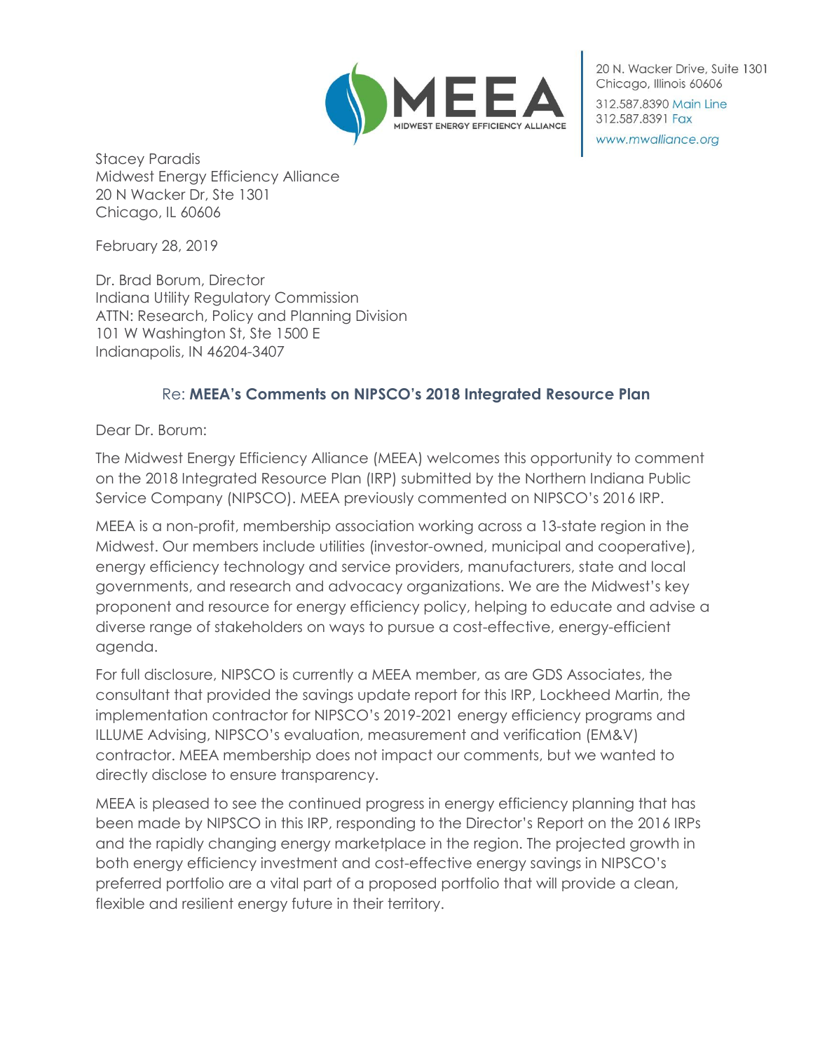MEEA
MIDWEST ENERGY EFFICIENCY ALLIANCE

20 N. Wacker Drive, Suite 1301
Chicago, Illinois 60606
312.587.8390 Main Line
312.587.8391 Fax
www.mwalliance.org

Stacey Paradis
Midwest Energy Efficiency Alliance
20 N Wacker Dr, Ste 1301
Chicago, IL 60606

February 28, 2019

Dr. Brad Borum, Director
Indiana Utility Regulatory Commission
ATTN: Research, Policy and Planning Division
101 W Washington St, Ste 1500 E
Indianapolis, IN 46204-3407

Re: **MEEA's Comments on NIPSCO's 2018 Integrated Resource Plan**

Dear Dr. Borum:

The Midwest Energy Efficiency Alliance (MEEA) welcomes this opportunity to comment on the 2018 Integrated Resource Plan (IRP) submitted by the Northern Indiana Public Service Company (NIPSCO). MEEA previously commented on NIPSCO's 2016 IRP.

MEEA is a non-profit, membership association working across a 13-state region in the Midwest. Our members include utilities (investor-owned, municipal and cooperative), energy efficiency technology and service providers, manufacturers, state and local governments, and research and advocacy organizations. We are the Midwest's key proponent and resource for energy efficiency policy, helping to educate and advise a diverse range of stakeholders on ways to pursue a cost-effective, energy-efficient agenda.

For full disclosure, NIPSCO is currently a MEEA member, as are GDS Associates, the consultant that provided the savings update report for this IRP, Lockheed Martin, the implementation contractor for NIPSCO's 2019-2021 energy efficiency programs and ILLUME Advising, NIPSCO's evaluation, measurement and verification (EM&V) contractor. MEEA membership does not impact our comments, but we wanted to directly disclose to ensure transparency.

MEEA is pleased to see the continued progress in energy efficiency planning that has been made by NIPSCO in this IRP, responding to the Director's Report on the 2016 IRPs and the rapidly changing energy marketplace in the region. The projected growth in both energy efficiency investment and cost-effective energy savings in NIPSCO's preferred portfolio are a vital part of a proposed portfolio that will provide a clean, flexible and resilient energy future in their territory.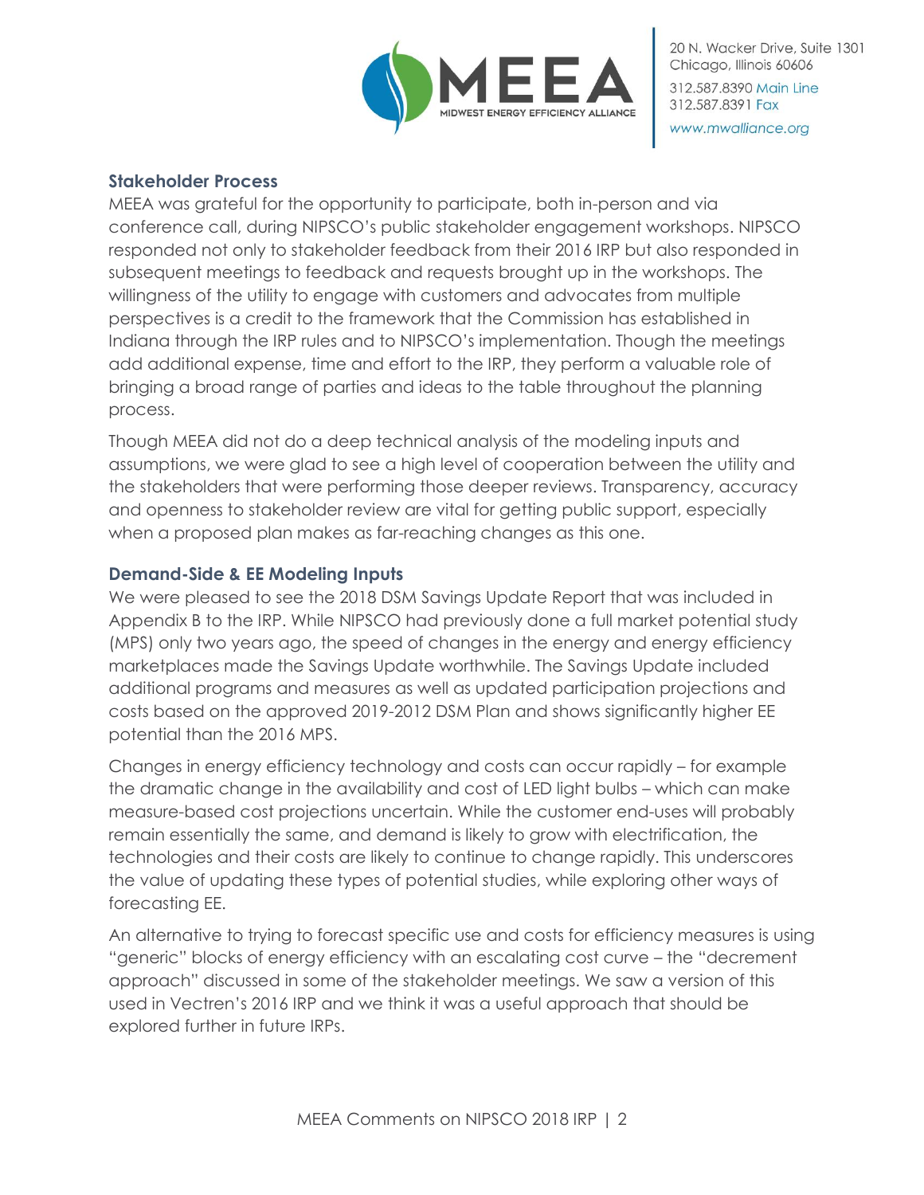## Stakeholder Process

MEEA was grateful for the opportunity to participate, both in-person and via conference call, during NIPSCO's public stakeholder engagement workshops. NIPSCO responded not only to stakeholder feedback from their 2016 IRP but also responded in subsequent meetings to feedback and requests brought up in the workshops. The willingness of the utility to engage with customers and advocates from multiple perspectives is a credit to the framework that the Commission has established in Indiana through the IRP rules and to NIPSCO's implementation. Though the meetings add additional expense, time and effort to the IRP, they perform a valuable role of bringing a broad range of parties and ideas to the table throughout the planning process.

Though MEEA did not do a deep technical analysis of the modeling inputs and assumptions, we were glad to see a high level of cooperation between the utility and the stakeholders that were performing those deeper reviews. Transparency, accuracy and openness to stakeholder review are vital for getting public support, especially when a proposed plan makes as far-reaching changes as this one.

## Demand-Side & EE Modeling Inputs

We were pleased to see the 2018 DSM Savings Update Report that was included in Appendix B to the IRP. While NIPSCO had previously done a full market potential study (MPS) only two years ago, the speed of changes in the energy and energy efficiency marketplaces made the Savings Update worthwhile. The Savings Update included additional programs and measures as well as updated participation projections and costs based on the approved 2019-2012 DSM Plan and shows significantly higher EE potential than the 2016 MPS.

Changes in energy efficiency technology and costs can occur rapidly – for example the dramatic change in the availability and cost of LED light bulbs – which can make measure-based cost projections uncertain. While the customer end-uses will probably remain essentially the same, and demand is likely to grow with electrification, the technologies and their costs are likely to continue to change rapidly. This underscores the value of updating these types of potential studies, while exploring other ways of forecasting EE.

An alternative to trying to forecast specific use and costs for efficiency measures is using "generic" blocks of energy efficiency with an escalating cost curve – the "decrement approach" discussed in some of the stakeholder meetings. We saw a version of this used in Vectren's 2016 IRP and we think it was a useful approach that should be explored further in future IRPs.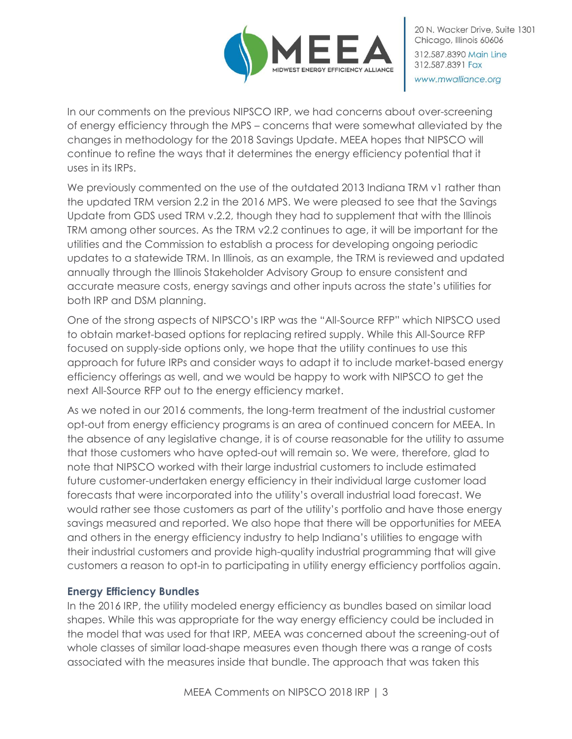In our comments on the previous NIPSCO IRP, we had concerns about over-screening of energy efficiency through the MPS – concerns that were somewhat alleviated by the changes in methodology for the 2018 Savings Update. MEEA hopes that NIPSCO will continue to refine the ways that it determines the energy efficiency potential that it uses in its IRPs.

We previously commented on the use of the outdated 2013 Indiana TRM v1 rather than the updated TRM version 2.2 in the 2016 MPS. We were pleased to see that the Savings Update from GDS used TRM v.2.2, though they had to supplement that with the Illinois TRM among other sources. As the TRM v2.2 continues to age, it will be important for the utilities and the Commission to establish a process for developing ongoing periodic updates to a statewide TRM. In Illinois, as an example, the TRM is reviewed and updated annually through the Illinois Stakeholder Advisory Group to ensure consistent and accurate measure costs, energy savings and other inputs across the state's utilities for both IRP and DSM planning.

One of the strong aspects of NIPSCO's IRP was the "All-Source RFP" which NIPSCO used to obtain market-based options for replacing retired supply. While this All-Source RFP focused on supply-side options only, we hope that the utility continues to use this approach for future IRPs and consider ways to adapt it to include market-based energy efficiency offerings as well, and we would be happy to work with NIPSCO to get the next All-Source RFP out to the energy efficiency market.

As we noted in our 2016 comments, the long-term treatment of the industrial customer opt-out from energy efficiency programs is an area of continued concern for MEEA. In the absence of any legislative change, it is of course reasonable for the utility to assume that those customers who have opted-out will remain so. We were, therefore, glad to note that NIPSCO worked with their large industrial customers to include estimated future customer-undertaken energy efficiency in their individual large customer load forecasts that were incorporated into the utility's overall industrial load forecast. We would rather see those customers as part of the utility's portfolio and have those energy savings measured and reported. We also hope that there will be opportunities for MEEA and others in the energy efficiency industry to help Indiana's utilities to engage with their industrial customers and provide high-quality industrial programming that will give customers a reason to opt-in to participating in utility energy efficiency portfolios again.

### Energy Efficiency Bundles

In the 2016 IRP, the utility modeled energy efficiency as bundles based on similar load shapes. While this was appropriate for the way energy efficiency could be included in the model that was used for that IRP, MEEA was concerned about the screening-out of whole classes of similar load-shape measures even though there was a range of costs associated with the measures inside that bundle. The approach that was taken this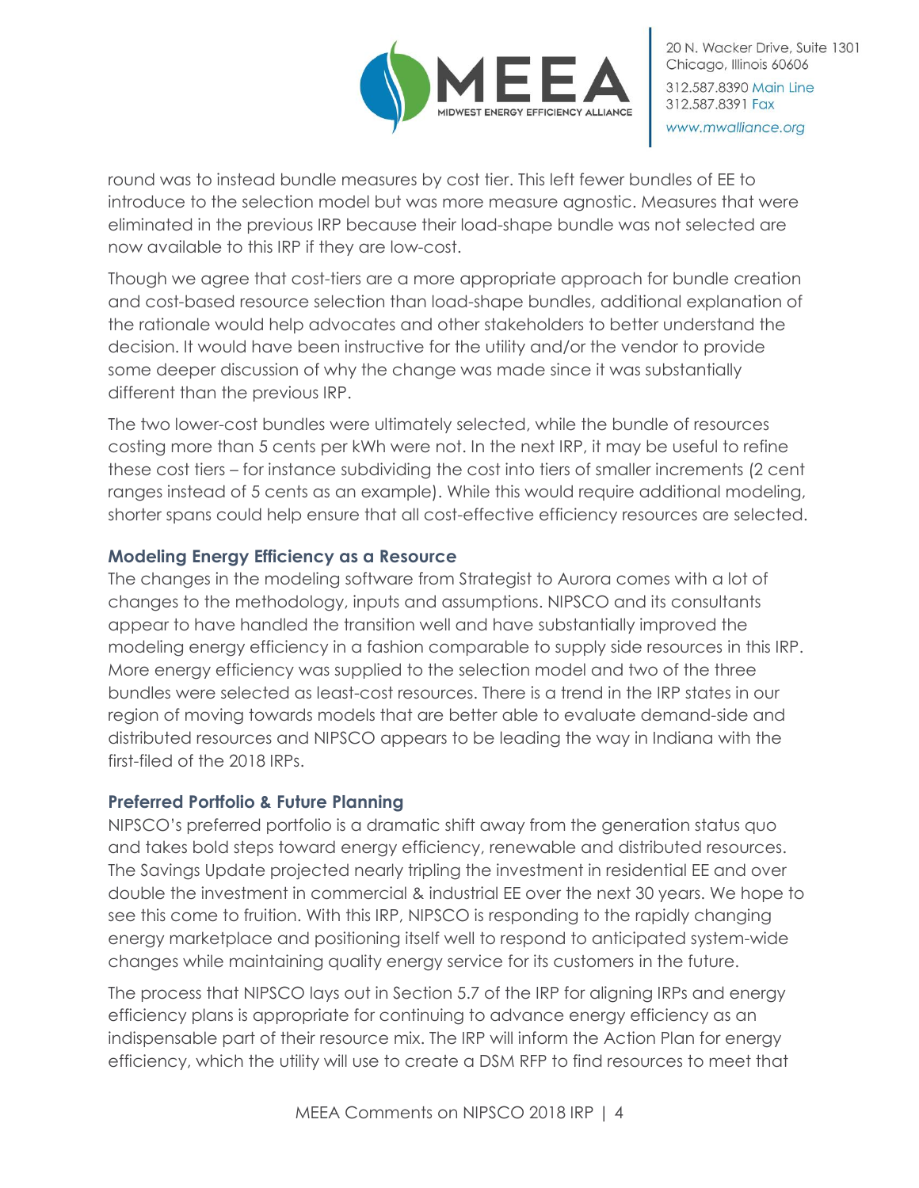round was to instead bundle measures by cost tier. This left fewer bundles of EE to introduce to the selection model but was more measure agnostic. Measures that were eliminated in the previous IRP because their load-shape bundle was not selected are now available to this IRP if they are low-cost.

Though we agree that cost-tiers are a more appropriate approach for bundle creation and cost-based resource selection than load-shape bundles, additional explanation of the rationale would help advocates and other stakeholders to better understand the decision. It would have been instructive for the utility and/or the vendor to provide some deeper discussion of why the change was made since it was substantially different than the previous IRP.

The two lower-cost bundles were ultimately selected, while the bundle of resources costing more than 5 cents per kWh were not. In the next IRP, it may be useful to refine these cost tiers – for instance subdividing the cost into tiers of smaller increments (2 cent ranges instead of 5 cents as an example). While this would require additional modeling, shorter spans could help ensure that all cost-effective efficiency resources are selected.

### Modeling Energy Efficiency as a Resource

The changes in the modeling software from Strategist to Aurora comes with a lot of changes to the methodology, inputs and assumptions. NIPSCO and its consultants appear to have handled the transition well and have substantially improved the modeling energy efficiency in a fashion comparable to supply side resources in this IRP. More energy efficiency was supplied to the selection model and two of the three bundles were selected as least-cost resources. There is a trend in the IRP states in our region of moving towards models that are better able to evaluate demand-side and distributed resources and NIPSCO appears to be leading the way in Indiana with the first-filed of the 2018 IRPs.

### Preferred Portfolio & Future Planning

NIPSCO's preferred portfolio is a dramatic shift away from the generation status quo and takes bold steps toward energy efficiency, renewable and distributed resources. The Savings Update projected nearly tripling the investment in residential EE and over double the investment in commercial & industrial EE over the next 30 years. We hope to see this come to fruition. With this IRP, NIPSCO is responding to the rapidly changing energy marketplace and positioning itself well to respond to anticipated system-wide changes while maintaining quality energy service for its customers in the future.

The process that NIPSCO lays out in Section 5.7 of the IRP for aligning IRPs and energy efficiency plans is appropriate for continuing to advance energy efficiency as an indispensable part of their resource mix. The IRP will inform the Action Plan for energy efficiency, which the utility will use to create a DSM RFP to find resources to meet that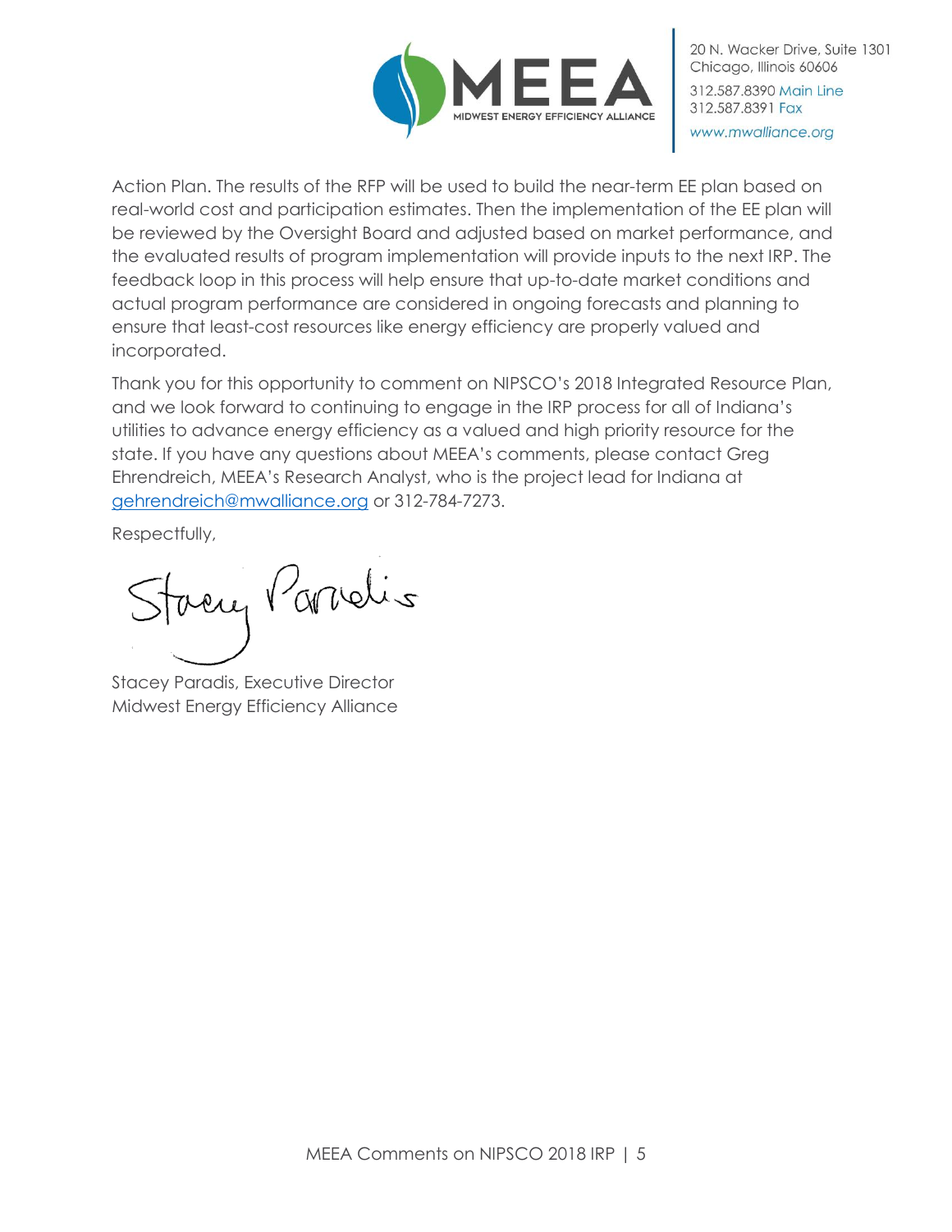Action Plan. The results of the RFP will be used to build the near-term EE plan based on real-world cost and participation estimates. Then the implementation of the EE plan will be reviewed by the Oversight Board and adjusted based on market performance, and the evaluated results of program implementation will provide inputs to the next IRP. The feedback loop in this process will help ensure that up-to-date market conditions and actual program performance are considered in ongoing forecasts and planning to ensure that least-cost resources like energy efficiency are properly valued and incorporated.

Thank you for this opportunity to comment on NIPSCO's 2018 Integrated Resource Plan, and we look forward to continuing to engage in the IRP process for all of Indiana's utilities to advance energy efficiency as a valued and high priority resource for the state. If you have any questions about MEEA's comments, please contact Greg Ehrendreich, MEEA's Research Analyst, who is the project lead for Indiana at gehrendreich@mwalliance.org or 312-784-7273.

Respectfully,

Stacey Paradis, Executive Director
Midwest Energy Efficiency Alliance